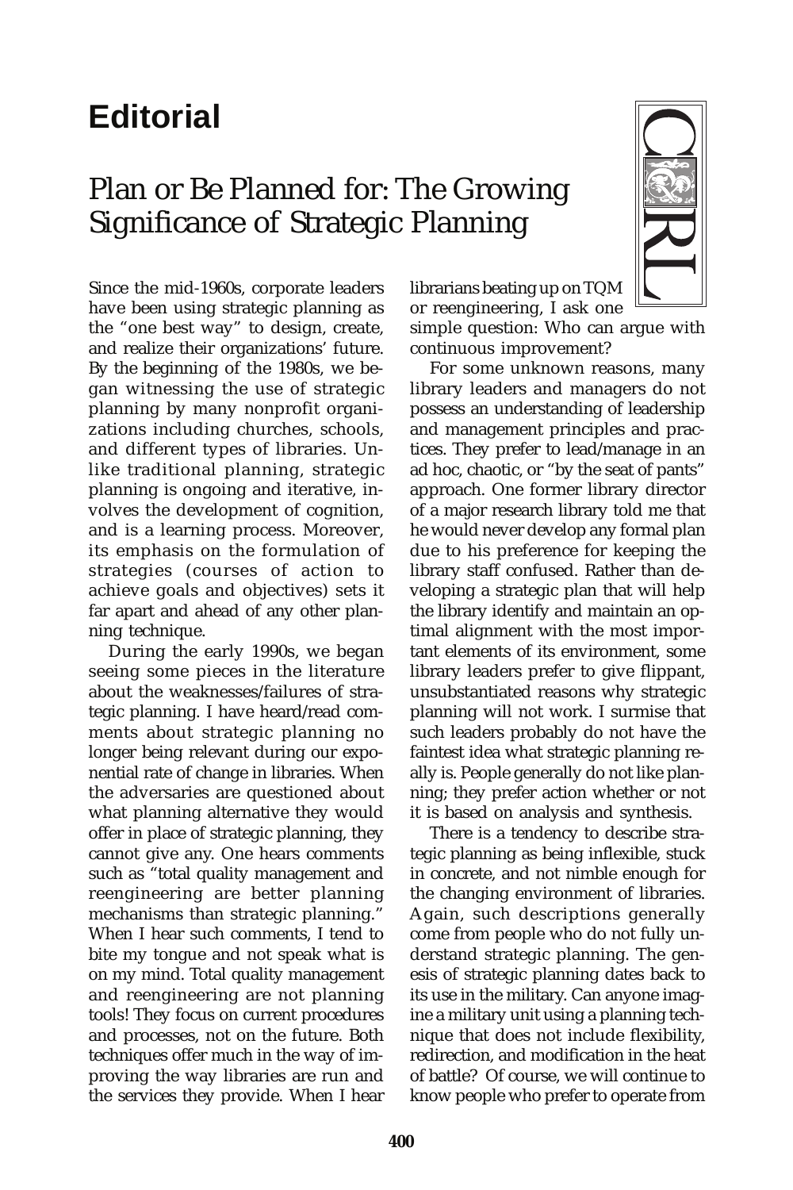# Editorial

## Plan or Be Planned for: The Growing Significance of Strategic Planning

Since the mid-1960s, corporate leaders have been using strategic planning as the "one best way" to design, create, and realize their organizations' future. By the beginning of the 1980s, we began witnessing the use of strategic planning by many nonprofit organizations including churches, schools, and different types of libraries. Unlike traditional planning, strategic planning is ongoing and iterative, involves the development of cognition, and is a learning process. Moreover, its emphasis on the formulation of strategies (courses of action to achieve goals and objectives) sets it far apart and ahead of any other planning technique.

During the early 1990s, we began seeing some pieces in the literature about the weaknesses/failures of strategic planning. I have heard/read comments about strategic planning no longer being relevant during our exponential rate of change in libraries. When the adversaries are questioned about what planning alternative they would offer in place of strategic planning, they cannot give any. One hears comments such as "total quality management and reengineering are better planning mechanisms than strategic planning." When I hear such comments, I tend to bite my tongue and not speak what is on my mind. Total quality management and reengineering are not planning tools! They focus on current procedures and processes, not on the future. Both techniques offer much in the way of improving the way libraries are run and the services they provide. When I hear librarians beating up on TQM or reengineering, I ask one simple question: Who can argue with continuous improvement?

For some unknown reasons, many library leaders and managers do not possess an understanding of leadership and management principles and practices. They prefer to lead/manage in an ad hoc, chaotic, or "by the seat of pants" approach. One former library director of a major research library told me that he would never develop any formal plan due to his preference for keeping the library staff confused. Rather than developing a strategic plan that will help the library identify and maintain an optimal alignment with the most important elements of its environment, some library leaders prefer to give flippant, unsubstantiated reasons why strategic planning will not work. I surmise that such leaders probably do not have the faintest idea what strategic planning really is. People generally do not like planning; they prefer action whether or not it is based on analysis and synthesis.

There is a tendency to describe strategic planning as being inflexible, stuck in concrete, and not nimble enough for the changing environment of libraries. Again, such descriptions generally come from people who do not fully understand strategic planning. The genesis of strategic planning dates back to its use in the military. Can anyone imagine a military unit using a planning technique that does not include flexibility, redirection, and modification in the heat of battle? Of course, we will continue to know people who prefer to operate from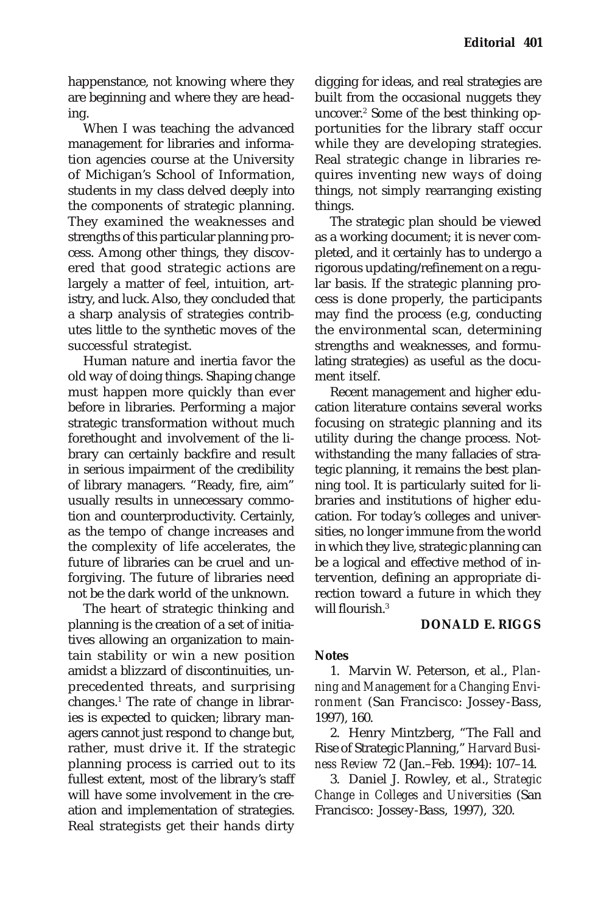happenstance, not knowing where they are beginning and where they are heading.

When I was teaching the advanced management for libraries and information agencies course at the University of Michigan's School of Information, students in my class delved deeply into the components of strategic planning. They examined the weaknesses and strengths of this particular planning process. Among other things, they discovered that good strategic actions are largely a matter of feel, intuition, artistry, and luck. Also, they concluded that a sharp analysis of strategies contributes little to the synthetic moves of the successful strategist.

Human nature and inertia favor the old way of doing things. Shaping change must happen more quickly than ever before in libraries. Performing a major strategic transformation without much forethought and involvement of the library can certainly backfire and result in serious impairment of the credibility of library managers. "Ready, fire, aim" usually results in unnecessary commotion and counterproductivity. Certainly, as the tempo of change increases and the complexity of life accelerates, the future of libraries can be cruel and unforgiving. The future of libraries need not be the dark world of the unknown.

The heart of strategic thinking and planning is the creation of a set of initiatives allowing an organization to maintain stability or win a new position amidst a blizzard of discontinuities, unprecedented threats, and surprising changes.[1] The rate of change in libraries is expected to quicken; library managers cannot just respond to change but, rather, must drive it. If the strategic planning process is carried out to its fullest extent, most of the library's staff will have some involvement in the creation and implementation of strategies. Real strategists get their hands dirty digging for ideas, and real strategies are built from the occasional nuggets they uncover.[2] Some of the best thinking opportunities for the library staff occur while they are developing strategies. Real strategic change in libraries requires inventing new ways of doing things, not simply rearranging existing things.

The strategic plan should be viewed as a working document; it is never completed, and it certainly has to undergo a rigorous updating/refinement on a regular basis. If the strategic planning process is done properly, the participants may find the process (e.g, conducting the environmental scan, determining strengths and weaknesses, and formulating strategies) as useful as the document itself.

Recent management and higher education literature contains several works focusing on strategic planning and its utility during the change process. Notwithstanding the many fallacies of strategic planning, it remains the best planning tool. It is particularly suited for libraries and institutions of higher education. For today's colleges and universities, no longer immune from the world in which they live, strategic planning can be a logical and effective method of intervention, defining an appropriate direction toward a future in which they will flourish.[3]

**DONALD E. RIGGS**

**Notes**

1. Marvin W. Peterson, et al., *Planning and Management for a Changing Environment* (San Francisco: Jossey-Bass, 1997), 160.

2. Henry Mintzberg, "The Fall and Rise of Strategic Planning," *Harvard Business Review* 72 (Jan.–Feb. 1994): 107–14.

3. Daniel J. Rowley, et al., *Strategic Change in Colleges and Universities* (San Francisco: Jossey-Bass, 1997), 320.